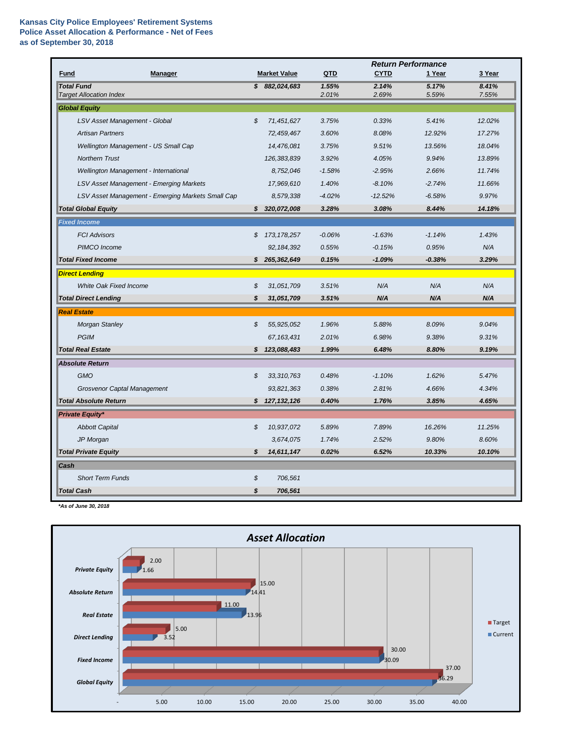**Kansas City Police Employees' Retirement Systems**
**Police Asset Allocation & Performance - Net of Fees**
**as of September 30, 2018**

| Fund | Manager | Market Value | QTD | CYTD | 1 Year | 3 Year |
|---|---|---|---|---|---|---|
| | | | *Return Performance* | | | |
| ***Total Fund*** | | ***$ 882,024,683*** | ***1.55%*** | ***2.14%*** | ***5.17%*** | ***8.41%*** |
| *Target Allocation Index* | | | *2.01%* | *2.69%* | *5.59%* | *7.55%* |
| ***Global Equity*** | | | | | | |
| | *LSV Asset Management - Global* | *$ 71,451,627* | *3.75%* | *0.33%* | *5.41%* | *12.02%* |
| | *Artisan Partners* | *72,459,467* | *3.60%* | *8.08%* | *12.92%* | *17.27%* |
| | *Wellington Management - US Small Cap* | *14,476,081* | *3.75%* | *9.51%* | *13.56%* | *18.04%* |
| | *Northern Trust* | *126,383,839* | *3.92%* | *4.05%* | *9.94%* | *13.89%* |
| | *Wellington Management - International* | *8,752,046* | *-1.58%* | *-2.95%* | *2.66%* | *11.74%* |
| | *LSV Asset Management - Emerging Markets* | *17,969,610* | *1.40%* | *-8.10%* | *-2.74%* | *11.66%* |
| | *LSV Asset Management - Emerging Markets Small Cap* | *8,579,338* | *-4.02%* | *-12.52%* | *-6.58%* | *9.97%* |
| ***Total Global Equity*** | | ***$ 320,072,008*** | ***3.28%*** | ***3.08%*** | ***8.44%*** | ***14.18%*** |
| ***Fixed Income*** | | | | | | |
| | *FCI Advisors* | *$ 173,178,257* | *-0.06%* | *-1.63%* | *-1.14%* | *1.43%* |
| | *PIMCO Income* | *92,184,392* | *0.55%* | *-0.15%* | *0.95%* | *N/A* |
| ***Total Fixed Income*** | | ***$ 265,362,649*** | ***0.15%*** | ***-1.09%*** | ***-0.38%*** | ***3.29%*** |
| ***Direct Lending*** | | | | | | |
| | *White Oak Fixed Income* | *$ 31,051,709* | *3.51%* | *N/A* | *N/A* | *N/A* |
| ***Total Direct Lending*** | | ***$ 31,051,709*** | ***3.51%*** | ***N/A*** | ***N/A*** | ***N/A*** |
| ***Real Estate*** | | | | | | |
| | *Morgan Stanley* | *$ 55,925,052* | *1.96%* | *5.88%* | *8.09%* | *9.04%* |
| | *PGIM* | *67,163,431* | *2.01%* | *6.98%* | *9.38%* | *9.31%* |
| ***Total Real Estate*** | | ***$ 123,088,483*** | ***1.99%*** | ***6.48%*** | ***8.80%*** | ***9.19%*** |
| ***Absolute Return*** | | | | | | |
| | *GMO* | *$ 33,310,763* | *0.48%* | *-1.10%* | *1.62%* | *5.47%* |
| | *Grosvenor Captal Management* | *93,821,363* | *0.38%* | *2.81%* | *4.66%* | *4.34%* |
| ***Total Absolute Return*** | | ***$ 127,132,126*** | ***0.40%*** | ***1.76%*** | ***3.85%*** | ***4.65%*** |
| ***Private Equity**** | | | | | | |
| | *Abbott Capital* | *$ 10,937,072* | *5.89%* | *7.89%* | *16.26%* | *11.25%* |
| | *JP Morgan* | *3,674,075* | *1.74%* | *2.52%* | *9.80%* | *8.60%* |
| ***Total Private Equity*** | | ***$ 14,611,147*** | ***0.02%*** | ***6.52%*** | ***10.33%*** | ***10.10%*** |
| ***Cash*** | | | | | | |
| | *Short Term Funds* | *$ 706,561* | | | | |
| ***Total Cash*** | | ***$ 706,561*** | | | | |

***As of June 30, 2018**

## *Asset Allocation*

| Asset Class | Target | Current |
|---|---|---|
| Private Equity | 2.00 | 1.66 |
| Absolute Return | 15.00 | 14.41 |
| Real Estate | 11.00 | 13.96 |
| Direct Lending | 5.00 | 3.52 |
| Fixed Income | 30.00 | 30.09 |
| Global Equity | 37.00 | 36.29 |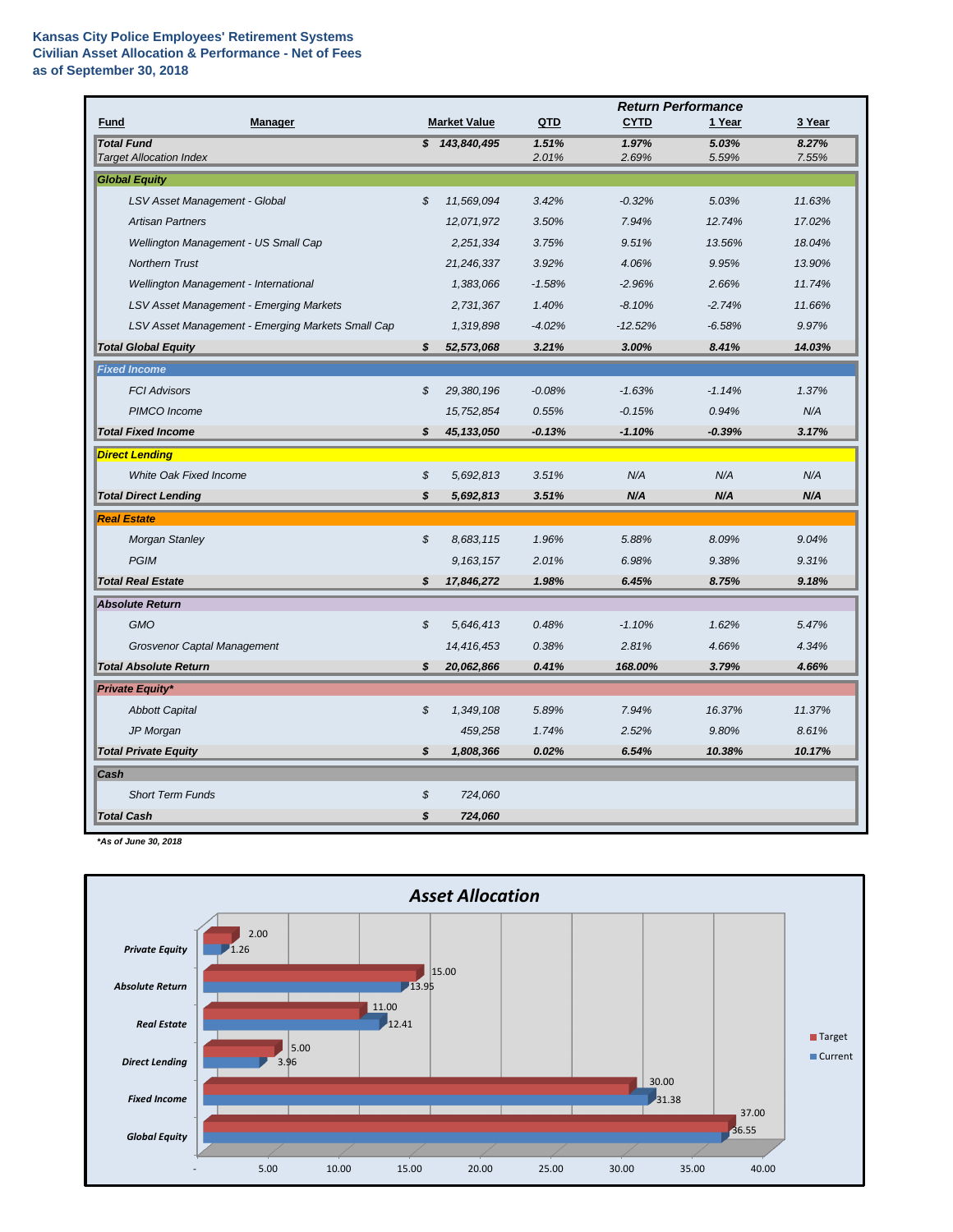**Kansas City Police Employees' Retirement Systems**
**Civilian Asset Allocation & Performance - Net of Fees**
**as of September 30, 2018**

| | | | Return Performance | | | |
|---|---|---|---|---|---|---|
| **Fund** | **Manager** | **Market Value** | **QTD** | **CYTD** | **1 Year** | **3 Year** |
| ***Total Fund*** | | ***$ 143,840,495*** | ***1.51%*** | ***1.97%*** | ***5.03%*** | ***8.27%*** |
| *Target Allocation Index* | | | *2.01%* | *2.69%* | *5.59%* | *7.55%* |
| ***Global Equity*** | | | | | | |
| | *LSV Asset Management - Global* | *$ 11,569,094* | *3.42%* | *-0.32%* | *5.03%* | *11.63%* |
| | *Artisan Partners* | *12,071,972* | *3.50%* | *7.94%* | *12.74%* | *17.02%* |
| | *Wellington Management - US Small Cap* | *2,251,334* | *3.75%* | *9.51%* | *13.56%* | *18.04%* |
| | *Northern Trust* | *21,246,337* | *3.92%* | *4.06%* | *9.95%* | *13.90%* |
| | *Wellington Management - International* | *1,383,066* | *-1.58%* | *-2.96%* | *2.66%* | *11.74%* |
| | *LSV Asset Management - Emerging Markets* | *2,731,367* | *1.40%* | *-8.10%* | *-2.74%* | *11.66%* |
| | *LSV Asset Management - Emerging Markets Small Cap* | *1,319,898* | *-4.02%* | *-12.52%* | *-6.58%* | *9.97%* |
| ***Total Global Equity*** | | ***$ 52,573,068*** | ***3.21%*** | ***3.00%*** | ***8.41%*** | ***14.03%*** |
| ***Fixed Income*** | | | | | | |
| | *FCI Advisors* | *$ 29,380,196* | *-0.08%* | *-1.63%* | *-1.14%* | *1.37%* |
| | *PIMCO Income* | *15,752,854* | *0.55%* | *-0.15%* | *0.94%* | *N/A* |
| ***Total Fixed Income*** | | ***$ 45,133,050*** | ***-0.13%*** | ***-1.10%*** | ***-0.39%*** | ***3.17%*** |
| ***Direct Lending*** | | | | | | |
| | *White Oak Fixed Income* | *$ 5,692,813* | *3.51%* | *N/A* | *N/A* | *N/A* |
| ***Total Direct Lending*** | | ***$ 5,692,813*** | ***3.51%*** | ***N/A*** | ***N/A*** | ***N/A*** |
| ***Real Estate*** | | | | | | |
| | *Morgan Stanley* | *$ 8,683,115* | *1.96%* | *5.88%* | *8.09%* | *9.04%* |
| | *PGIM* | *9,163,157* | *2.01%* | *6.98%* | *9.38%* | *9.31%* |
| ***Total Real Estate*** | | ***$ 17,846,272*** | ***1.98%*** | ***6.45%*** | ***8.75%*** | ***9.18%*** |
| ***Absolute Return*** | | | | | | |
| | *GMO* | *$ 5,646,413* | *0.48%* | *-1.10%* | *1.62%* | *5.47%* |
| | *Grosvenor Captal Management* | *14,416,453* | *0.38%* | *2.81%* | *4.66%* | *4.34%* |
| ***Total Absolute Return*** | | ***$ 20,062,866*** | ***0.41%*** | ***168.00%*** | ***3.79%*** | ***4.66%*** |
| ***Private Equity**** | | | | | | |
| | *Abbott Capital* | *$ 1,349,108* | *5.89%* | *7.94%* | *16.37%* | *11.37%* |
| | *JP Morgan* | *459,258* | *1.74%* | *2.52%* | *9.80%* | *8.61%* |
| ***Total Private Equity*** | | ***$ 1,808,366*** | ***0.02%*** | ***6.54%*** | ***10.38%*** | ***10.17%*** |
| ***Cash*** | | | | | | |
| | *Short Term Funds* | *$ 724,060* | | | | |
| ***Total Cash*** | | ***$ 724,060*** | | | | |

***As of June 30, 2018**

**Asset Allocation**

Private Equity 2.00 1.26
Absolute Return 15.00 13.95
Real Estate 11.00 12.41
Direct Lending 5.00 3.96
Fixed Income 30.00 31.38
Global Equity 37.00 36.55

- 5.00 10.00 15.00 20.00 25.00 30.00 35.00 40.00

Target
Current